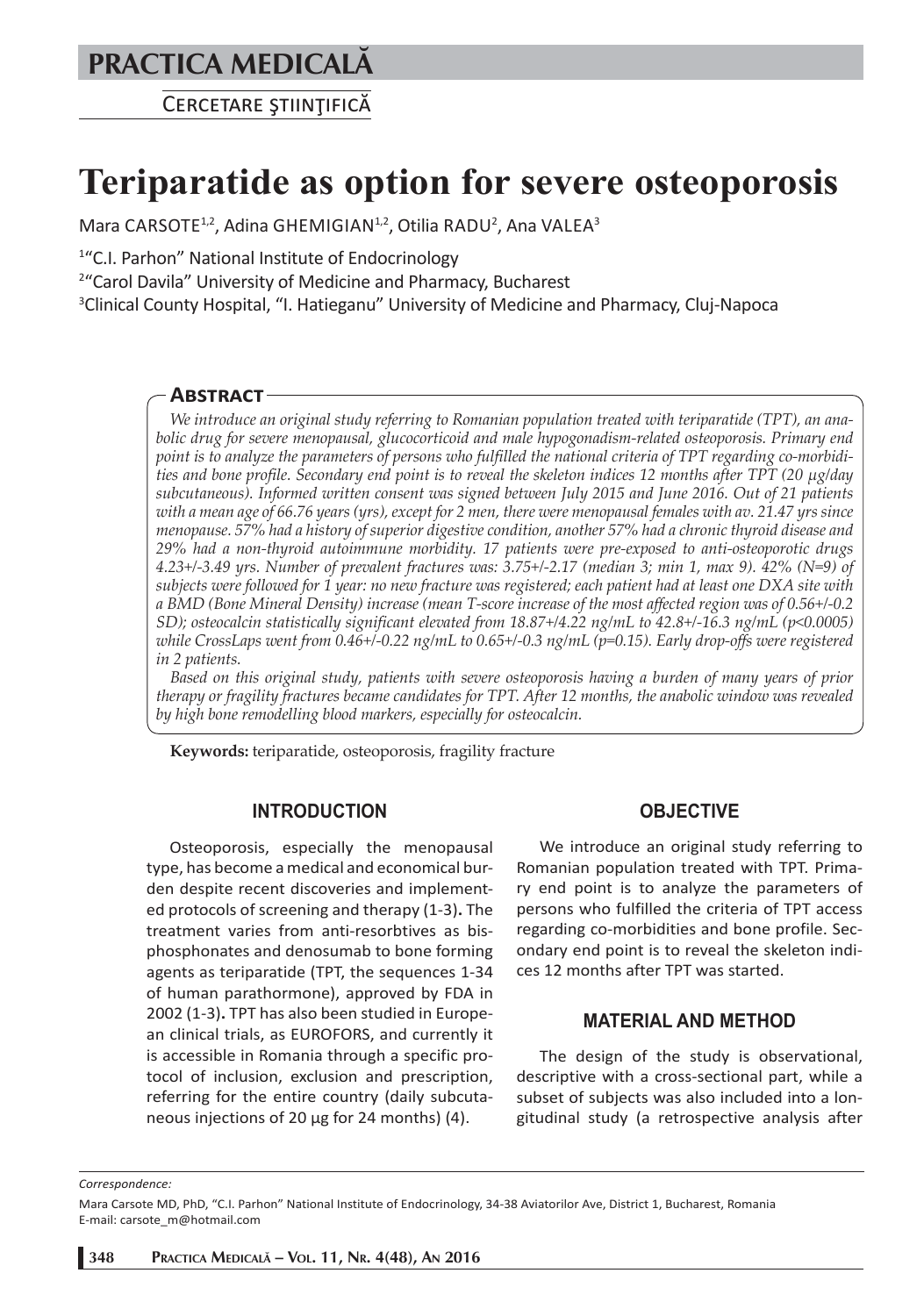PRACTICA MEDICALĂ

CERCETARE ŞTIINŢIFICĂ

# Teriparatide as option for severe osteoporosis

Mara CARSOTE[1,2], Adina GHEMIGIAN[1,2], Otilia RADU[2], Ana VALEA[3]

[1]"C.I. Parhon" National Institute of Endocrinology

[2]"Carol Davila" University of Medicine and Pharmacy, Bucharest

[3]Clinical County Hospital, "I. Hatieganu" University of Medicine and Pharmacy, Cluj-Napoca

## Abstract

*We introduce an original study referring to Romanian population treated with teriparatide (TPT), an anabolic drug for severe menopausal, glucocorticoid and male hypogonadism-related osteoporosis. Primary end point is to analyze the parameters of persons who fulfilled the national criteria of TPT regarding co-morbidities and bone profile. Secondary end point is to reveal the skeleton indices 12 months after TPT (20 µg/day subcutaneous). Informed written consent was signed between July 2015 and June 2016. Out of 21 patients with a mean age of 66.76 years (yrs), except for 2 men, there were menopausal females with av. 21.47 yrs since menopause. 57% had a history of superior digestive condition, another 57% had a chronic thyroid disease and 29% had a non-thyroid autoimmune morbidity. 17 patients were pre-exposed to anti-osteoporotic drugs 4.23+/-3.49 yrs. Number of prevalent fractures was: 3.75+/-2.17 (median 3; min 1, max 9). 42% (N=9) of subjects were followed for 1 year: no new fracture was registered; each patient had at least one DXA site with a BMD (Bone Mineral Density) increase (mean T-score increase of the most affected region was of 0.56+/-0.2 SD); osteocalcin statistically significant elevated from 18.87+/4.22 ng/mL to 42.8+/-16.3 ng/mL ($p<0.0005$) while CrossLaps went from 0.46+/-0.22 ng/mL to 0.65+/-0.3 ng/mL ($p=0.15$). Early drop-offs were registered in 2 patients.*

*Based on this original study, patients with severe osteoporosis having a burden of many years of prior therapy or fragility fractures became candidates for TPT. After 12 months, the anabolic window was revealed by high bone remodelling blood markers, especially for osteocalcin.*

**Keywords:** teriparatide, osteoporosis, fragility fracture

## INTRODUCTION

Osteoporosis, especially the menopausal type, has become a medical and economical burden despite recent discoveries and implemented protocols of screening and therapy (1-3)**.** The treatment varies from anti-resorbtives as bisphosphonates and denosumab to bone forming agents as teriparatide (TPT, the sequences 1-34 of human parathormone), approved by FDA in 2002 (1-3)**.** TPT has also been studied in European clinical trials, as EUROFORS, and currently it is accessible in Romania through a specific protocol of inclusion, exclusion and prescription, referring for the entire country (daily subcutaneous injections of 20 µg for 24 months) (4).

## OBJECTIVE

We introduce an original study referring to Romanian population treated with TPT. Primary end point is to analyze the parameters of persons who fulfilled the criteria of TPT access regarding co-morbidities and bone profile. Secondary end point is to reveal the skeleton indices 12 months after TPT was started.

## MATERIAL AND METHOD

The design of the study is observational, descriptive with a cross-sectional part, while a subset of subjects was also included into a longitudinal study (a retrospective analysis after

*Correspondence:*

Mara Carsote MD, PhD, "C.I. Parhon" National Institute of Endocrinology, 34-38 Aviatorilor Ave, District 1, Bucharest, Romania
E-mail: carsote_m@hotmail.com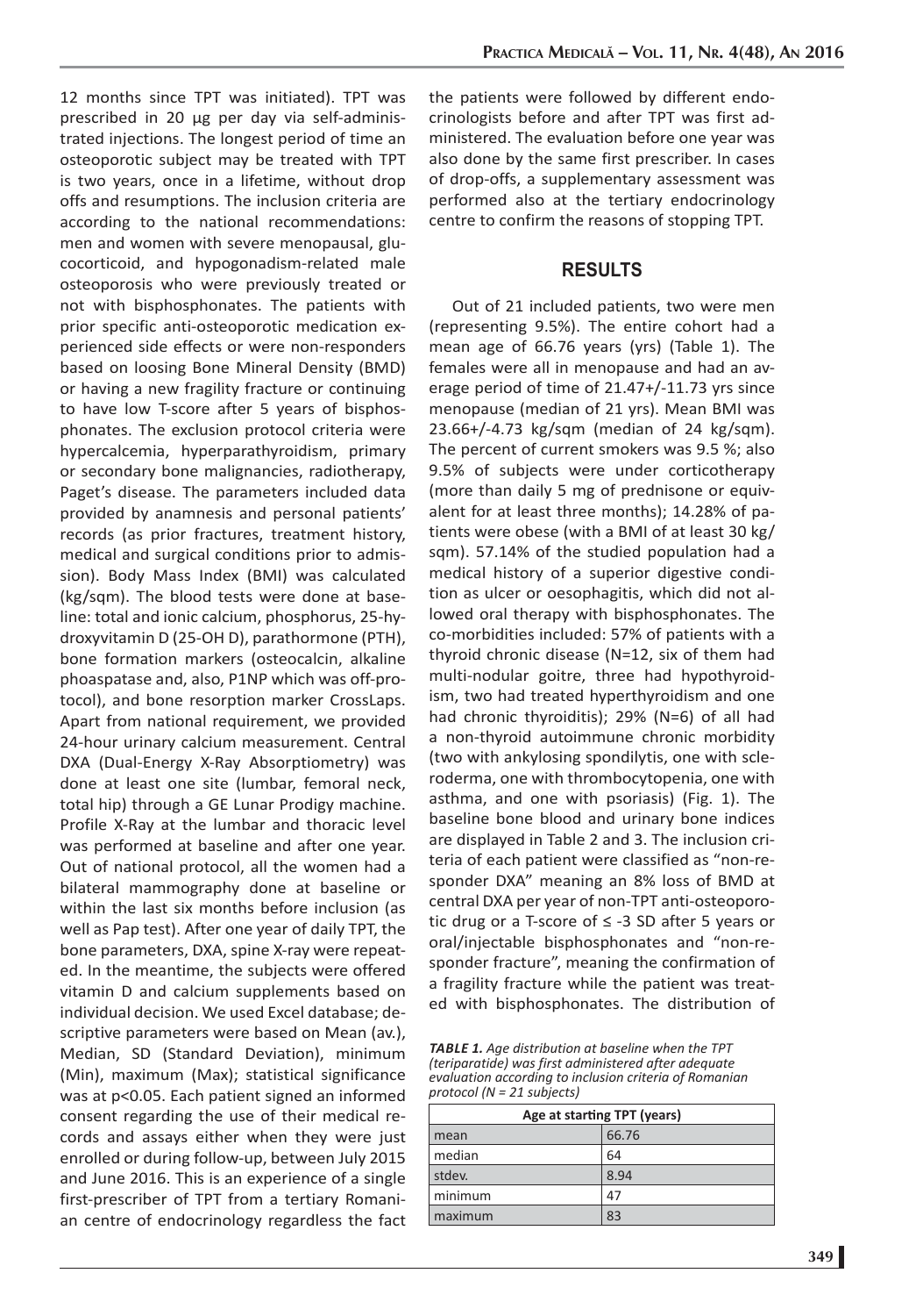12 months since TPT was initiated). TPT was prescribed in 20 μg per day via self-administrated injections. The longest period of time an osteoporotic subject may be treated with TPT is two years, once in a lifetime, without drop offs and resumptions. The inclusion criteria are according to the national recommendations: men and women with severe menopausal, glucocorticoid, and hypogonadism-related male osteoporosis who were previously treated or not with bisphosphonates. The patients with prior specific anti-osteoporotic medication experienced side effects or were non-responders based on loosing Bone Mineral Density (BMD) or having a new fragility fracture or continuing to have low T-score after 5 years of bisphosphonates. The exclusion protocol criteria were hypercalcemia, hyperparathyroidism, primary or secondary bone malignancies, radiotherapy, Paget's disease. The parameters included data provided by anamnesis and personal patients' records (as prior fractures, treatment history, medical and surgical conditions prior to admission). Body Mass Index (BMI) was calculated (kg/sqm). The blood tests were done at baseline: total and ionic calcium, phosphorus, 25-hydroxyvitamin D (25-OH D), parathormone (PTH), bone formation markers (osteocalcin, alkaline phoaspatase and, also, P1NP which was off-protocol), and bone resorption marker CrossLaps. Apart from national requirement, we provided 24-hour urinary calcium measurement. Central DXA (Dual-Energy X-Ray Absorptiometry) was done at least one site (lumbar, femoral neck, total hip) through a GE Lunar Prodigy machine. Profile X-Ray at the lumbar and thoracic level was performed at baseline and after one year. Out of national protocol, all the women had a bilateral mammography done at baseline or within the last six months before inclusion (as well as Pap test). After one year of daily TPT, the bone parameters, DXA, spine X-ray were repeated. In the meantime, the subjects were offered vitamin D and calcium supplements based on individual decision. We used Excel database; descriptive parameters were based on Mean (av.), Median, SD (Standard Deviation), minimum (Min), maximum (Max); statistical significance was at $p<0.05$. Each patient signed an informed consent regarding the use of their medical records and assays either when they were just enrolled or during follow-up, between July 2015 and June 2016. This is an experience of a single first-prescriber of TPT from a tertiary Romanian centre of endocrinology regardless the fact the patients were followed by different endocrinologists before and after TPT was first administered. The evaluation before one year was also done by the same first prescriber. In cases of drop-offs, a supplementary assessment was performed also at the tertiary endocrinology centre to confirm the reasons of stopping TPT.

## RESULTS

Out of 21 included patients, two were men (representing 9.5%). The entire cohort had a mean age of 66.76 years (yrs) (Table 1). The females were all in menopause and had an average period of time of 21.47+/-11.73 yrs since menopause (median of 21 yrs). Mean BMI was 23.66+/-4.73 kg/sqm (median of 24 kg/sqm). The percent of current smokers was 9.5 %; also 9.5% of subjects were under corticotherapy (more than daily 5 mg of prednisone or equivalent for at least three months); 14.28% of patients were obese (with a BMI of at least 30 kg/sqm). 57.14% of the studied population had a medical history of a superior digestive condition as ulcer or oesophagitis, which did not allowed oral therapy with bisphosphonates. The co-morbidities included: 57% of patients with a thyroid chronic disease (N=12, six of them had multi-nodular goitre, three had hypothyroidism, two had treated hyperthyroidism and one had chronic thyroiditis); 29% (N=6) of all had a non-thyroid autoimmune chronic morbidity (two with ankylosing spondilytis, one with scleroderma, one with thrombocytopenia, one with asthma, and one with psoriasis) (Fig. 1). The baseline bone blood and urinary bone indices are displayed in Table 2 and 3. The inclusion criteria of each patient were classified as "non-responder DXA" meaning an 8% loss of BMD at central DXA per year of non-TPT anti-osteoporotic drug or a T-score of ≤ -3 SD after 5 years or oral/injectable bisphosphonates and "non-responder fracture", meaning the confirmation of a fragility fracture while the patient was treated with bisphosphonates. The distribution of

***TABLE 1.*** *Age distribution at baseline when the TPT (teriparatide) was first administered after adequate evaluation according to inclusion criteria of Romanian protocol (N = 21 subjects)*

| Age at starting TPT (years) | |
|---|---|
| mean | 66.76 |
| median | 64 |
| stdev. | 8.94 |
| minimum | 47 |
| maximum | 83 |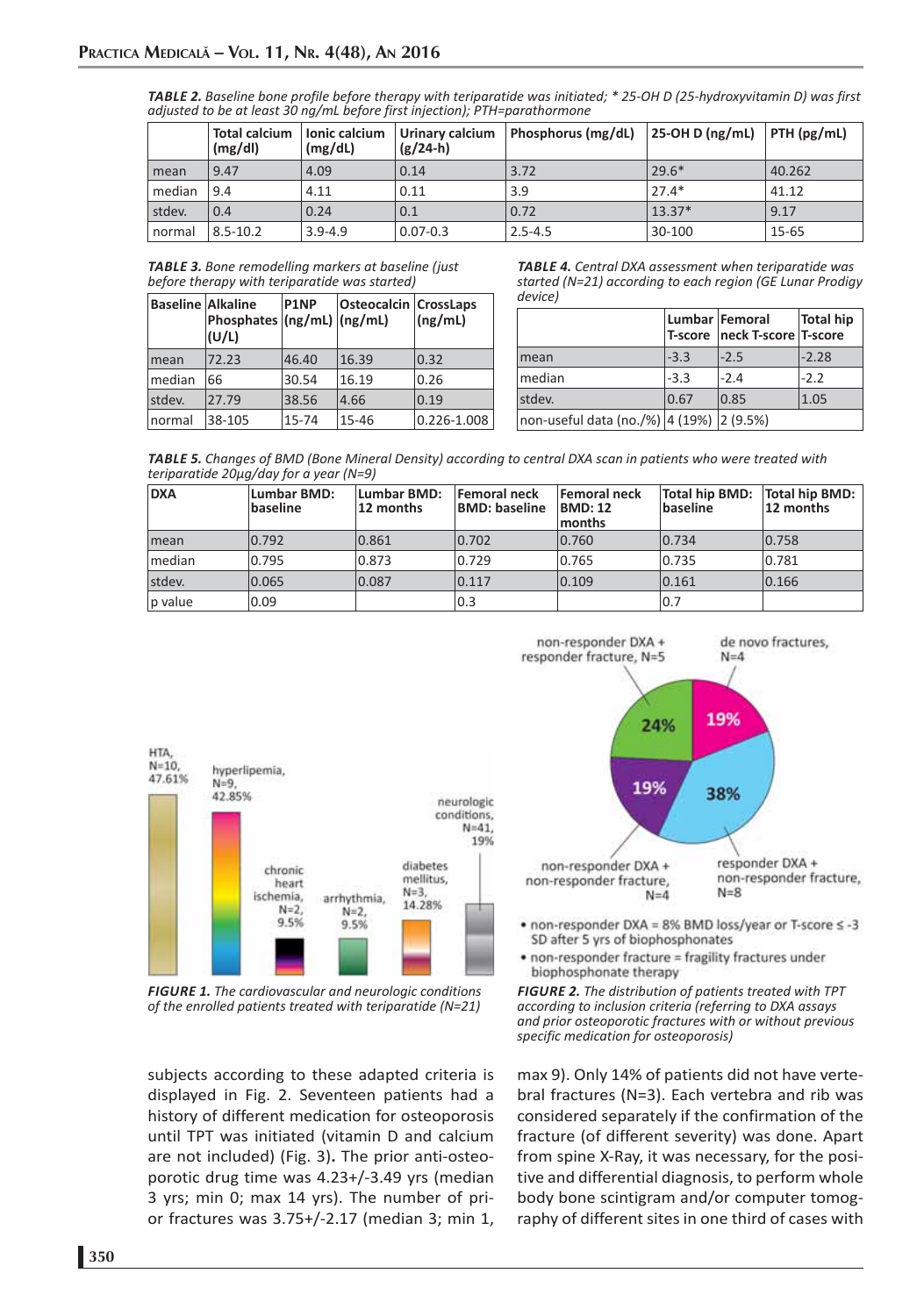*TABLE 2. Baseline bone profile before therapy with teriparatide was initiated; * 25-OH D (25-hydroxyvitamin D) was first adjusted to be at least 30 ng/mL before first injection); PTH=parathormone*

| | Total calcium (mg/dl) | Ionic calcium (mg/dL) | Urinary calcium (g/24-h) | Phosphorus (mg/dL) | 25-OH D (ng/mL) | PTH (pg/mL) |
|---|---|---|---|---|---|---|
| mean | 9.47 | 4.09 | 0.14 | 3.72 | 29.6* | 40.262 |
| median | 9.4 | 4.11 | 0.11 | 3.9 | 27.4* | 41.12 |
| stdev. | 0.4 | 0.24 | 0.1 | 0.72 | 13.37* | 9.17 |
| normal | 8.5-10.2 | 3.9-4.9 | 0.07-0.3 | 2.5-4.5 | 30-100 | 15-65 |

*TABLE 3. Bone remodelling markers at baseline (just before therapy with teriparatide was started)*

| Baseline | Alkaline Phosphates (U/L) | P1NP (ng/mL) | Osteocalcin (ng/mL) | CrossLaps (ng/mL) |
|---|---|---|---|---|
| mean | 72.23 | 46.40 | 16.39 | 0.32 |
| median | 66 | 30.54 | 16.19 | 0.26 |
| stdev. | 27.79 | 38.56 | 4.66 | 0.19 |
| normal | 38-105 | 15-74 | 15-46 | 0.226-1.008 |

*TABLE 4. Central DXA assessment when teriparatide was started (N=21) according to each region (GE Lunar Prodigy device)*

| | Lumbar T-score | Femoral neck T-score | Total hip T-score |
|---|---|---|---|
| mean | -3.3 | -2.5 | -2.28 |
| median | -3.3 | -2.4 | -2.2 |
| stdev. | 0.67 | 0.85 | 1.05 |
| non-useful data (no./%) | 4 (19%) | 2 (9.5%) | |

*TABLE 5. Changes of BMD (Bone Mineral Density) according to central DXA scan in patients who were treated with teriparatide 20µg/day for a year (N=9)*

| DXA | Lumbar BMD: baseline | Lumbar BMD: 12 months | Femoral neck BMD: baseline | Femoral neck BMD: 12 months | Total hip BMD: baseline | Total hip BMD: 12 months |
|---|---|---|---|---|---|---|
| mean | 0.792 | 0.861 | 0.702 | 0.760 | 0.734 | 0.758 |
| median | 0.795 | 0.873 | 0.729 | 0.765 | 0.735 | 0.781 |
| stdev. | 0.065 | 0.087 | 0.117 | 0.109 | 0.161 | 0.166 |
| p value | 0.09 | | 0.3 | | 0.7 | |

*FIGURE 1. The cardiovascular and neurologic conditions of the enrolled patients treated with teriparatide (N=21)*

*FIGURE 2. The distribution of patients treated with TPT according to inclusion criteria (referring to DXA assays and prior osteoporotic fractures with or without previous specific medication for osteoporosis)*

subjects according to these adapted criteria is displayed in Fig. 2. Seventeen patients had a history of different medication for osteoporosis until TPT was initiated (vitamin D and calcium are not included) (Fig. 3). The prior anti-osteoporotic drug time was 4.23+/-3.49 yrs (median 3 yrs; min 0; max 14 yrs). The number of prior fractures was 3.75+/-2.17 (median 3; min 1, max 9). Only 14% of patients did not have vertebral fractures (N=3). Each vertebra and rib was considered separately if the confirmation of the fracture (of different severity) was done. Apart from spine X-Ray, it was necessary, for the positive and differential diagnosis, to perform whole body bone scintigram and/or computer tomography of different sites in one third of cases with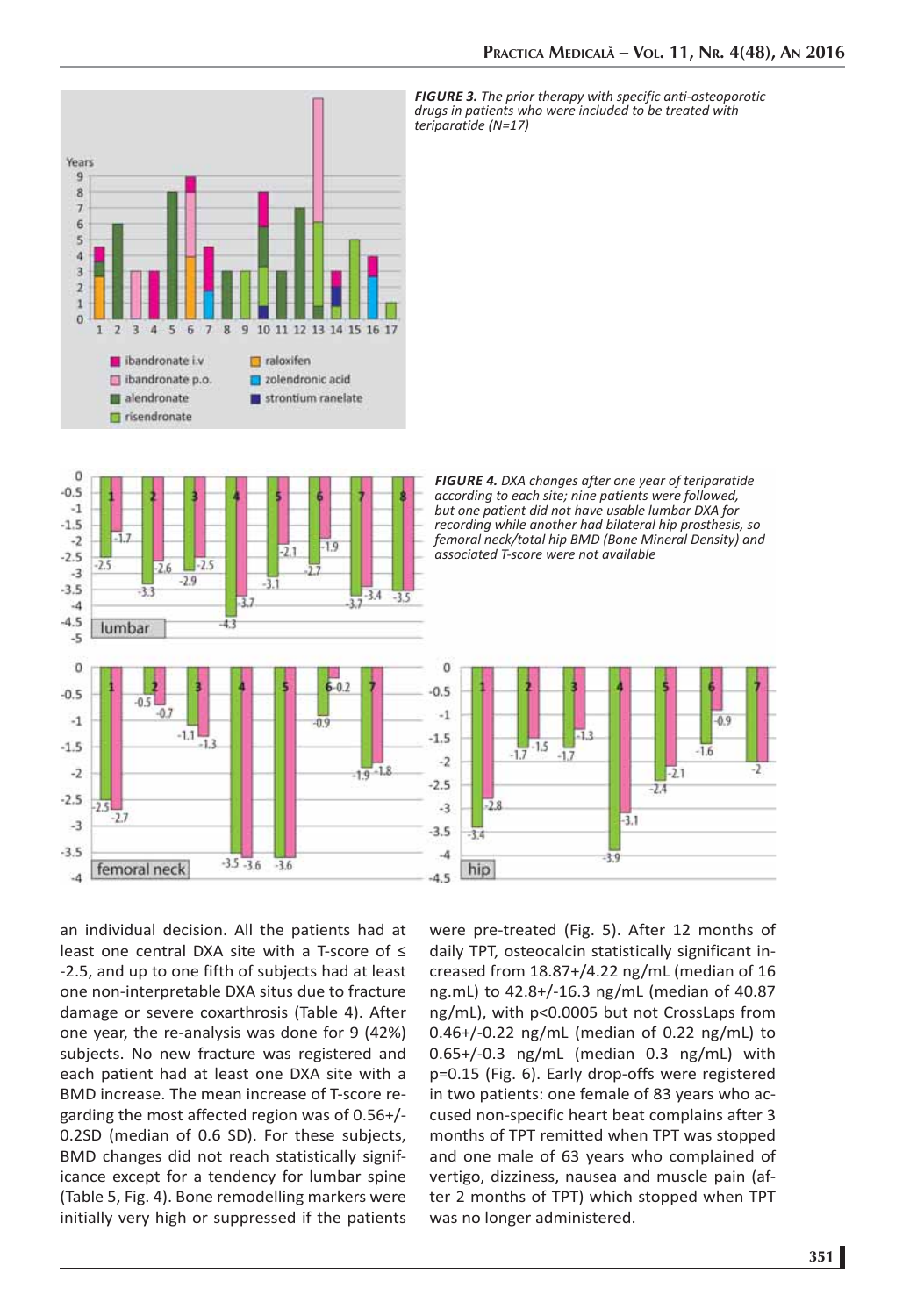*FIGURE 3. The prior therapy with specific anti-osteoporotic drugs in patients who were included to be treated with teriparatide (N=17)*

*FIGURE 4. DXA changes after one year of teriparatide according to each site; nine patients were followed, but one patient did not have usable lumbar DXA for recording while another had bilateral hip prosthesis, so femoral neck/total hip BMD (Bone Mineral Density) and associated T-score were not available*

an individual decision. All the patients had at least one central DXA site with a T-score of ≤ -2.5, and up to one fifth of subjects had at least one non-interpretable DXA situs due to fracture damage or severe coxarthrosis (Table 4). After one year, the re-analysis was done for 9 (42%) subjects. No new fracture was registered and each patient had at least one DXA site with a BMD increase. The mean increase of T-score regarding the most affected region was of 0.56+/-0.2SD (median of 0.6 SD). For these subjects, BMD changes did not reach statistically significance except for a tendency for lumbar spine (Table 5, Fig. 4). Bone remodelling markers were initially very high or suppressed if the patients were pre-treated (Fig. 5). After 12 months of daily TPT, osteocalcin statistically significant increased from 18.87+/4.22 ng/mL (median of 16 ng.mL) to 42.8+/-16.3 ng/mL (median of 40.87 ng/mL), with p<0.0005 but not CrossLaps from 0.46+/-0.22 ng/mL (median of 0.22 ng/mL) to 0.65+/-0.3 ng/mL (median 0.3 ng/mL) with p=0.15 (Fig. 6). Early drop-offs were registered in two patients: one female of 83 years who accused non-specific heart beat complains after 3 months of TPT remitted when TPT was stopped and one male of 63 years who complained of vertigo, dizziness, nausea and muscle pain (after 2 months of TPT) which stopped when TPT was no longer administered.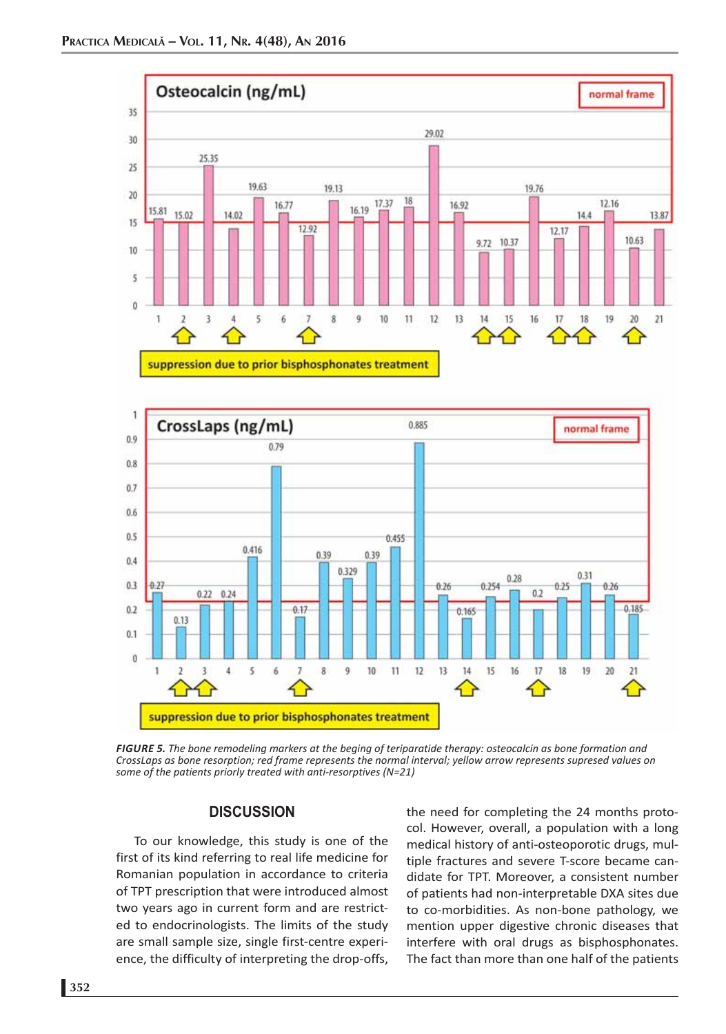*FIGURE 5. The bone remodeling markers at the beging of teriparatide therapy: osteocalcin as bone formation and CrossLaps as bone resorption; red frame represents the normal interval; yellow arrow represents supresed values on some of the patients priorly treated with anti-resorptives (N=21)*

## DISCUSSION

To our knowledge, this study is one of the first of its kind referring to real life medicine for Romanian population in accordance to criteria of TPT prescription that were introduced almost two years ago in current form and are restricted to endocrinologists. The limits of the study are small sample size, single first-centre experience, the difficulty of interpreting the drop-offs, the need for completing the 24 months protocol. However, overall, a population with a long medical history of anti-osteoporotic drugs, multiple fractures and severe T-score became candidate for TPT. Moreover, a consistent number of patients had non-interpretable DXA sites due to co-morbidities. As non-bone pathology, we mention upper digestive chronic diseases that interfere with oral drugs as bisphosphonates. The fact than more than one half of the patients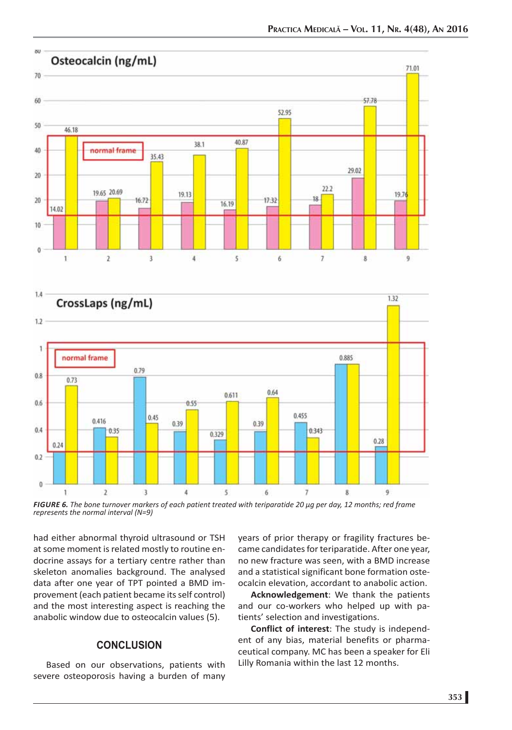*FIGURE 6. The bone turnover markers of each patient treated with teriparatide 20 µg per day, 12 months; red frame represents the normal interval (N=9)*

had either abnormal thyroid ultrasound or TSH at some moment is related mostly to routine endocrine assays for a tertiary centre rather than skeleton anomalies background. The analysed data after one year of TPT pointed a BMD improvement (each patient became its self control) and the most interesting aspect is reaching the anabolic window due to osteocalcin values (5).

## CONCLUSION

Based on our observations, patients with severe osteoporosis having a burden of many years of prior therapy or fragility fractures became candidates for teriparatide. After one year, no new fracture was seen, with a BMD increase and a statistical significant bone formation osteocalcin elevation, accordant to anabolic action.

**Acknowledgement**: We thank the patients and our co-workers who helped up with patients' selection and investigations.

**Conflict of interest**: The study is independent of any bias, material benefits or pharmaceutical company. MC has been a speaker for Eli Lilly Romania within the last 12 months.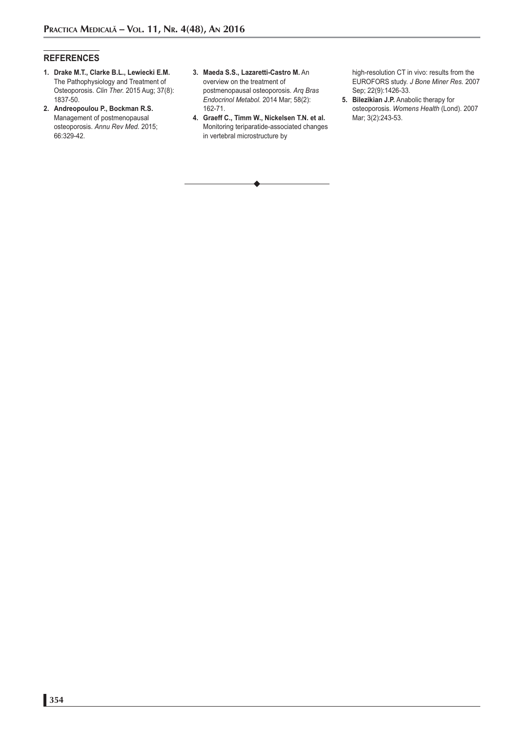## REFERENCES

1. **Drake M.T., Clarke B.L., Lewiecki E.M.** The Pathophysiology and Treatment of Osteoporosis. *Clin Ther.* 2015 Aug; 37(8): 1837-50.
2. **Andreopoulou P., Bockman R.S.** Management of postmenopausal osteoporosis. *Annu Rev Med.* 2015; 66:329-42.
3. **Maeda S.S., Lazaretti-Castro M.** An overview on the treatment of postmenopausal osteoporosis. *Arq Bras Endocrinol Metabol.* 2014 Mar; 58(2): 162-71.
4. **Graeff C., Timm W., Nickelsen T.N. et al.** Monitoring teriparatide-associated changes in vertebral microstructure by high-resolution CT in vivo: results from the EUROFORS study. *J Bone Miner Res.* 2007 Sep; 22(9):1426-33.
5. **Bilezikian J.P.** Anabolic therapy for osteoporosis. *Womens Health* (Lond). 2007 Mar; 3(2):243-53.